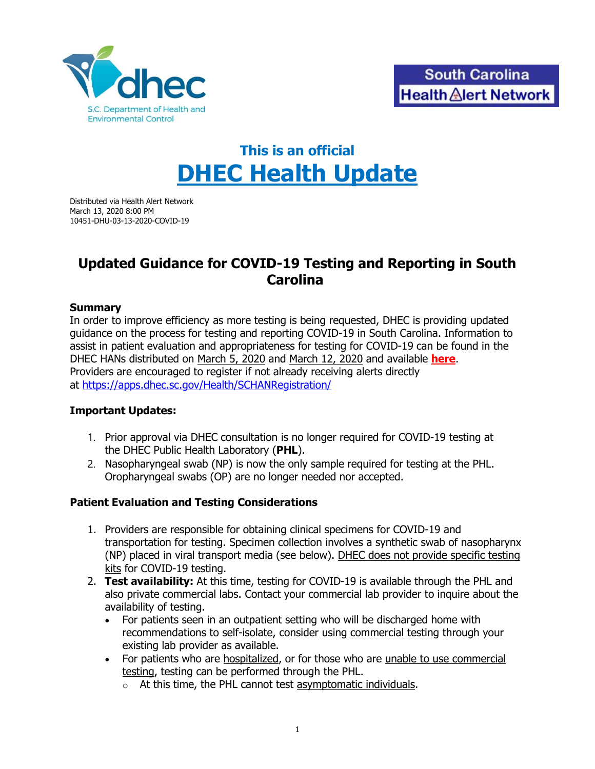S.C. Department of Health and Environmental Control

South Carolina Health Alert Network

## This is an official

# DHEC Health Update

Distributed via Health Alert Network
March 13, 2020 8:00 PM
10451-DHU-03-13-2020-COVID-19

## Updated Guidance for COVID-19 Testing and Reporting in South Carolina

### Summary

In order to improve efficiency as more testing is being requested, DHEC is providing updated guidance on the process for testing and reporting COVID-19 in South Carolina. Information to assist in patient evaluation and appropriateness for testing for COVID-19 can be found in the DHEC HANs distributed on March 5, 2020 and March 12, 2020 and available **here**. Providers are encouraged to register if not already receiving alerts directly at https://apps.dhec.sc.gov/Health/SCHANRegistration/

### Important Updates:

1. Prior approval via DHEC consultation is no longer required for COVID-19 testing at the DHEC Public Health Laboratory (**PHL**).
2. Nasopharyngeal swab (NP) is now the only sample required for testing at the PHL. Oropharyngeal swabs (OP) are no longer needed nor accepted.

### Patient Evaluation and Testing Considerations

1. Providers are responsible for obtaining clinical specimens for COVID-19 and transportation for testing. Specimen collection involves a synthetic swab of nasopharynx (NP) placed in viral transport media (see below). DHEC does not provide specific testing kits for COVID-19 testing.
2. **Test availability:** At this time, testing for COVID-19 is available through the PHL and also private commercial labs. Contact your commercial lab provider to inquire about the availability of testing.
   - For patients seen in an outpatient setting who will be discharged home with recommendations to self-isolate, consider using commercial testing through your existing lab provider as available.
   - For patients who are hospitalized, or for those who are unable to use commercial testing, testing can be performed through the PHL.
     - At this time, the PHL cannot test asymptomatic individuals.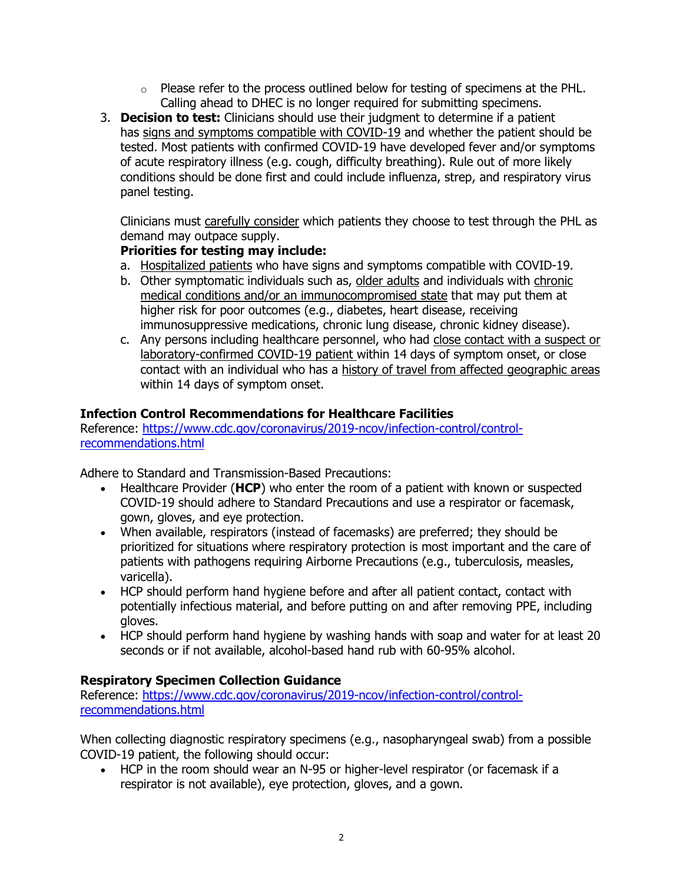- Please refer to the process outlined below for testing of specimens at the PHL. Calling ahead to DHEC is no longer required for submitting specimens.

3. **Decision to test:** Clinicians should use their judgment to determine if a patient has signs and symptoms compatible with COVID-19 and whether the patient should be tested. Most patients with confirmed COVID-19 have developed fever and/or symptoms of acute respiratory illness (e.g. cough, difficulty breathing). Rule out of more likely conditions should be done first and could include influenza, strep, and respiratory virus panel testing.

   Clinicians must carefully consider which patients they choose to test through the PHL as demand may outpace supply.

   **Priorities for testing may include:**

   a. Hospitalized patients who have signs and symptoms compatible with COVID-19.
   b. Other symptomatic individuals such as, older adults and individuals with chronic medical conditions and/or an immunocompromised state that may put them at higher risk for poor outcomes (e.g., diabetes, heart disease, receiving immunosuppressive medications, chronic lung disease, chronic kidney disease).
   c. Any persons including healthcare personnel, who had close contact with a suspect or laboratory-confirmed COVID-19 patient within 14 days of symptom onset, or close contact with an individual who has a history of travel from affected geographic areas within 14 days of symptom onset.

**Infection Control Recommendations for Healthcare Facilities**

Reference: https://www.cdc.gov/coronavirus/2019-ncov/infection-control/control-recommendations.html

Adhere to Standard and Transmission-Based Precautions:

- Healthcare Provider (**HCP**) who enter the room of a patient with known or suspected COVID-19 should adhere to Standard Precautions and use a respirator or facemask, gown, gloves, and eye protection.
- When available, respirators (instead of facemasks) are preferred; they should be prioritized for situations where respiratory protection is most important and the care of patients with pathogens requiring Airborne Precautions (e.g., tuberculosis, measles, varicella).
- HCP should perform hand hygiene before and after all patient contact, contact with potentially infectious material, and before putting on and after removing PPE, including gloves.
- HCP should perform hand hygiene by washing hands with soap and water for at least 20 seconds or if not available, alcohol-based hand rub with 60-95% alcohol.

**Respiratory Specimen Collection Guidance**

Reference: https://www.cdc.gov/coronavirus/2019-ncov/infection-control/control-recommendations.html

When collecting diagnostic respiratory specimens (e.g., nasopharyngeal swab) from a possible COVID-19 patient, the following should occur:

- HCP in the room should wear an N-95 or higher-level respirator (or facemask if a respirator is not available), eye protection, gloves, and a gown.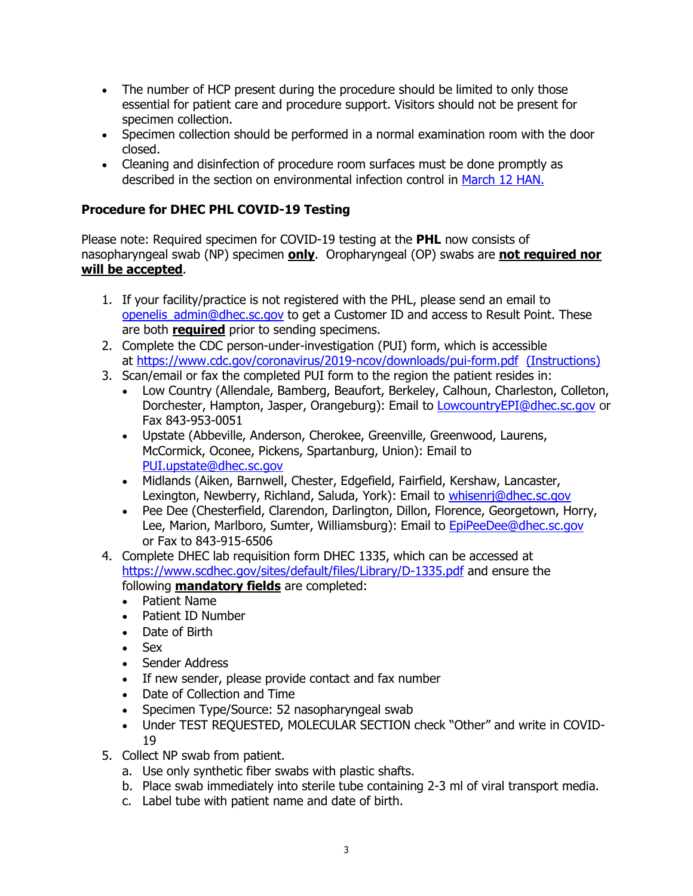- The number of HCP present during the procedure should be limited to only those essential for patient care and procedure support. Visitors should not be present for specimen collection.
- Specimen collection should be performed in a normal examination room with the door closed.
- Cleaning and disinfection of procedure room surfaces must be done promptly as described in the section on environmental infection control in March 12 HAN.

**Procedure for DHEC PHL COVID-19 Testing**

Please note: Required specimen for COVID-19 testing at the **PHL** now consists of nasopharyngeal swab (NP) specimen **only**. Oropharyngeal (OP) swabs are **not required nor will be accepted**.

1. If your facility/practice is not registered with the PHL, please send an email to openelis_admin@dhec.sc.gov to get a Customer ID and access to Result Point. These are both **required** prior to sending specimens.
2. Complete the CDC person-under-investigation (PUI) form, which is accessible at https://www.cdc.gov/coronavirus/2019-ncov/downloads/pui-form.pdf (Instructions)
3. Scan/email or fax the completed PUI form to the region the patient resides in:
   - Low Country (Allendale, Bamberg, Beaufort, Berkeley, Calhoun, Charleston, Colleton, Dorchester, Hampton, Jasper, Orangeburg): Email to LowcountryEPI@dhec.sc.gov or Fax 843-953-0051
   - Upstate (Abbeville, Anderson, Cherokee, Greenville, Greenwood, Laurens, McCormick, Oconee, Pickens, Spartanburg, Union): Email to PUI.upstate@dhec.sc.gov
   - Midlands (Aiken, Barnwell, Chester, Edgefield, Fairfield, Kershaw, Lancaster, Lexington, Newberry, Richland, Saluda, York): Email to whisenrj@dhec.sc.gov
   - Pee Dee (Chesterfield, Clarendon, Darlington, Dillon, Florence, Georgetown, Horry, Lee, Marion, Marlboro, Sumter, Williamsburg): Email to EpiPeeDee@dhec.sc.gov or Fax to 843-915-6506
4. Complete DHEC lab requisition form DHEC 1335, which can be accessed at https://www.scdhec.gov/sites/default/files/Library/D-1335.pdf and ensure the following **mandatory fields** are completed:
   - Patient Name
   - Patient ID Number
   - Date of Birth
   - Sex
   - Sender Address
   - If new sender, please provide contact and fax number
   - Date of Collection and Time
   - Specimen Type/Source: 52 nasopharyngeal swab
   - Under TEST REQUESTED, MOLECULAR SECTION check "Other" and write in COVID-19
5. Collect NP swab from patient.
   a. Use only synthetic fiber swabs with plastic shafts.
   b. Place swab immediately into sterile tube containing 2-3 ml of viral transport media.
   c. Label tube with patient name and date of birth.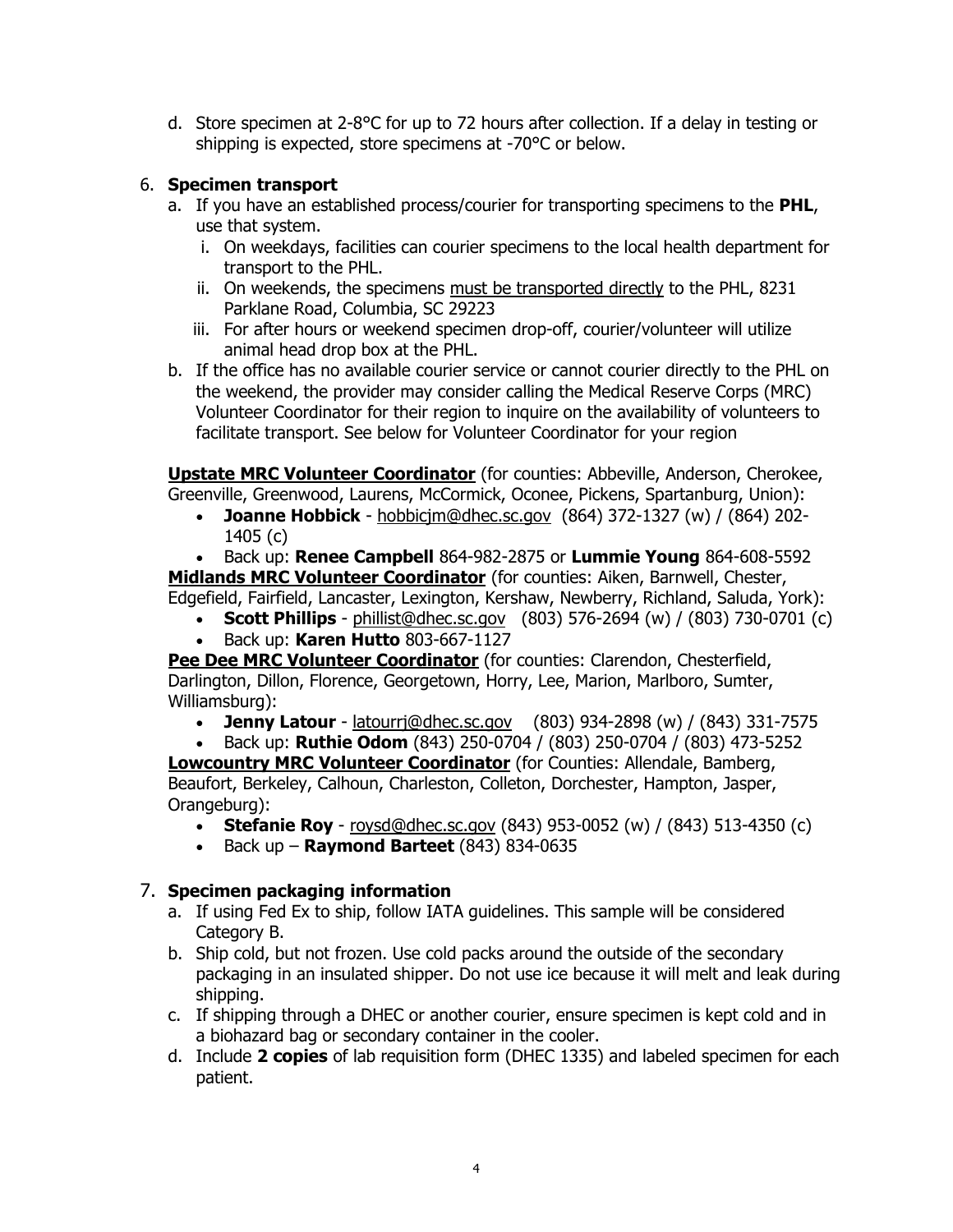d. Store specimen at 2-8°C for up to 72 hours after collection. If a delay in testing or shipping is expected, store specimens at -70°C or below.

6. **Specimen transport**
   a. If you have an established process/courier for transporting specimens to the **PHL**, use that system.
      i. On weekdays, facilities can courier specimens to the local health department for transport to the PHL.
      ii. On weekends, the specimens <u>must be transported directly</u> to the PHL, 8231 Parklane Road, Columbia, SC 29223
      iii. For after hours or weekend specimen drop-off, courier/volunteer will utilize animal head drop box at the PHL.
   b. If the office has no available courier service or cannot courier directly to the PHL on the weekend, the provider may consider calling the Medical Reserve Corps (MRC) Volunteer Coordinator for their region to inquire on the availability of volunteers to facilitate transport. See below for Volunteer Coordinator for your region

**<u>Upstate MRC Volunteer Coordinator</u>** (for counties: Abbeville, Anderson, Cherokee, Greenville, Greenwood, Laurens, McCormick, Oconee, Pickens, Spartanburg, Union):

- **Joanne Hobbick** - hobbicjm@dhec.sc.gov (864) 372-1327 (w) / (864) 202-1405 (c)
- Back up: **Renee Campbell** 864-982-2875 or **Lummie Young** 864-608-5592

**<u>Midlands MRC Volunteer Coordinator</u>** (for counties: Aiken, Barnwell, Chester, Edgefield, Fairfield, Lancaster, Lexington, Kershaw, Newberry, Richland, Saluda, York):

- **Scott Phillips** - phillist@dhec.sc.gov (803) 576-2694 (w) / (803) 730-0701 (c)
- Back up: **Karen Hutto** 803-667-1127

**<u>Pee Dee MRC Volunteer Coordinator</u>** (for counties: Clarendon, Chesterfield, Darlington, Dillon, Florence, Georgetown, Horry, Lee, Marion, Marlboro, Sumter, Williamsburg):

- **Jenny Latour** - latourrj@dhec.sc.gov (803) 934-2898 (w) / (843) 331-7575
- Back up: **Ruthie Odom** (843) 250-0704 / (803) 250-0704 / (803) 473-5252

**<u>Lowcountry MRC Volunteer Coordinator</u>** (for Counties: Allendale, Bamberg, Beaufort, Berkeley, Calhoun, Charleston, Colleton, Dorchester, Hampton, Jasper, Orangeburg):

- **Stefanie Roy** - roysd@dhec.sc.gov (843) 953-0052 (w) / (843) 513-4350 (c)
- Back up – **Raymond Barteet** (843) 834-0635

7. **Specimen packaging information**
   a. If using Fed Ex to ship, follow IATA guidelines. This sample will be considered Category B.
   b. Ship cold, but not frozen. Use cold packs around the outside of the secondary packaging in an insulated shipper. Do not use ice because it will melt and leak during shipping.
   c. If shipping through a DHEC or another courier, ensure specimen is kept cold and in a biohazard bag or secondary container in the cooler.
   d. Include **2 copies** of lab requisition form (DHEC 1335) and labeled specimen for each patient.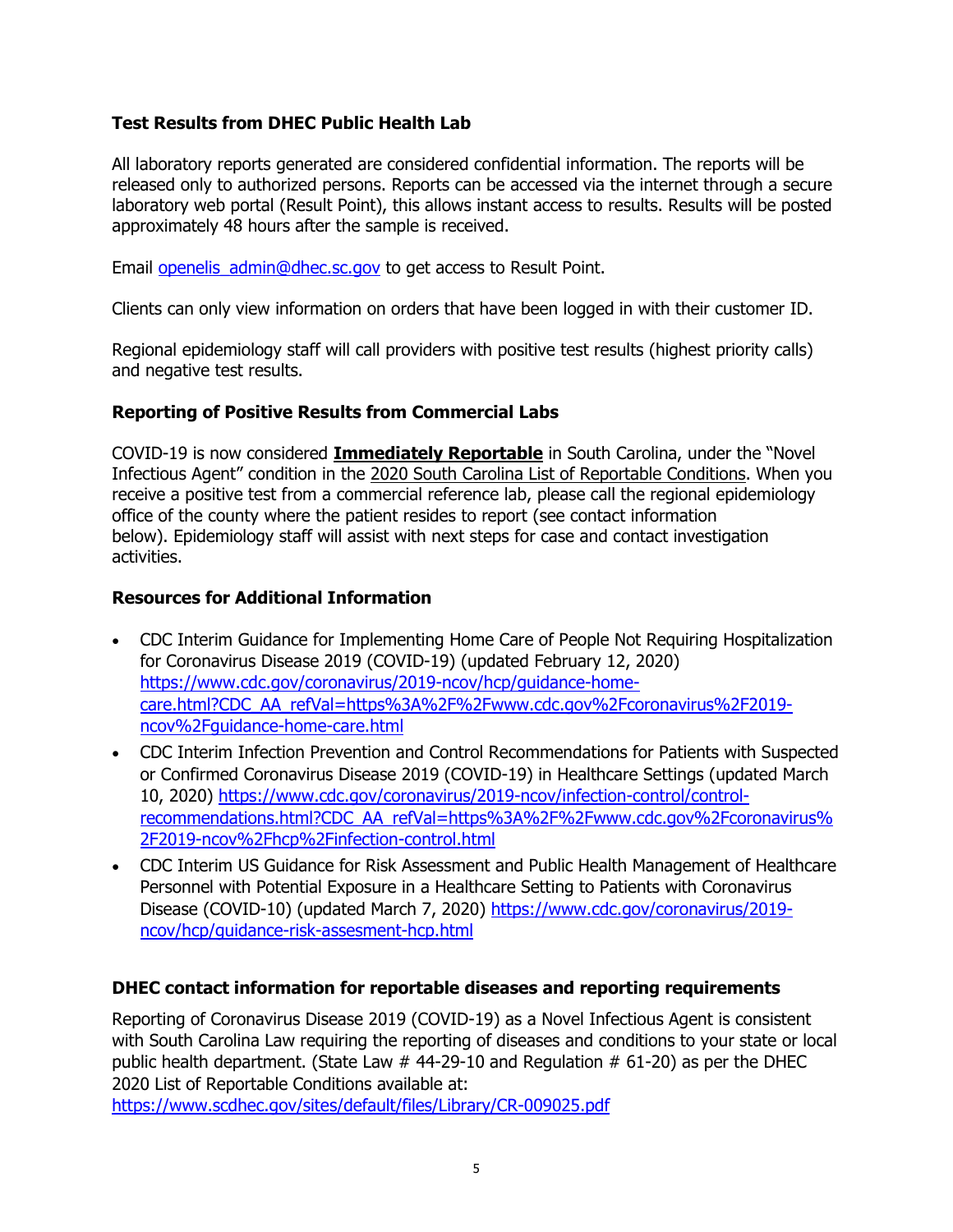**Test Results from DHEC Public Health Lab**

All laboratory reports generated are considered confidential information. The reports will be released only to authorized persons. Reports can be accessed via the internet through a secure laboratory web portal (Result Point), this allows instant access to results. Results will be posted approximately 48 hours after the sample is received.

Email openelis_admin@dhec.sc.gov to get access to Result Point.

Clients can only view information on orders that have been logged in with their customer ID.

Regional epidemiology staff will call providers with positive test results (highest priority calls) and negative test results.

**Reporting of Positive Results from Commercial Labs**

COVID-19 is now considered **Immediately Reportable** in South Carolina, under the "Novel Infectious Agent" condition in the 2020 South Carolina List of Reportable Conditions. When you receive a positive test from a commercial reference lab, please call the regional epidemiology office of the county where the patient resides to report (see contact information below). Epidemiology staff will assist with next steps for case and contact investigation activities.

**Resources for Additional Information**

- CDC Interim Guidance for Implementing Home Care of People Not Requiring Hospitalization for Coronavirus Disease 2019 (COVID-19) (updated February 12, 2020) https://www.cdc.gov/coronavirus/2019-ncov/hcp/guidance-home-care.html?CDC_AA_refVal=https%3A%2F%2Fwww.cdc.gov%2Fcoronavirus%2F2019-ncov%2Fguidance-home-care.html
- CDC Interim Infection Prevention and Control Recommendations for Patients with Suspected or Confirmed Coronavirus Disease 2019 (COVID-19) in Healthcare Settings (updated March 10, 2020) https://www.cdc.gov/coronavirus/2019-ncov/infection-control/control-recommendations.html?CDC_AA_refVal=https%3A%2F%2Fwww.cdc.gov%2Fcoronavirus%2F2019-ncov%2Fhcp%2Finfection-control.html
- CDC Interim US Guidance for Risk Assessment and Public Health Management of Healthcare Personnel with Potential Exposure in a Healthcare Setting to Patients with Coronavirus Disease (COVID-10) (updated March 7, 2020) https://www.cdc.gov/coronavirus/2019-ncov/hcp/guidance-risk-assesment-hcp.html

**DHEC contact information for reportable diseases and reporting requirements**

Reporting of Coronavirus Disease 2019 (COVID-19) as a Novel Infectious Agent is consistent with South Carolina Law requiring the reporting of diseases and conditions to your state or local public health department. (State Law # 44-29-10 and Regulation # 61-20) as per the DHEC 2020 List of Reportable Conditions available at: https://www.scdhec.gov/sites/default/files/Library/CR-009025.pdf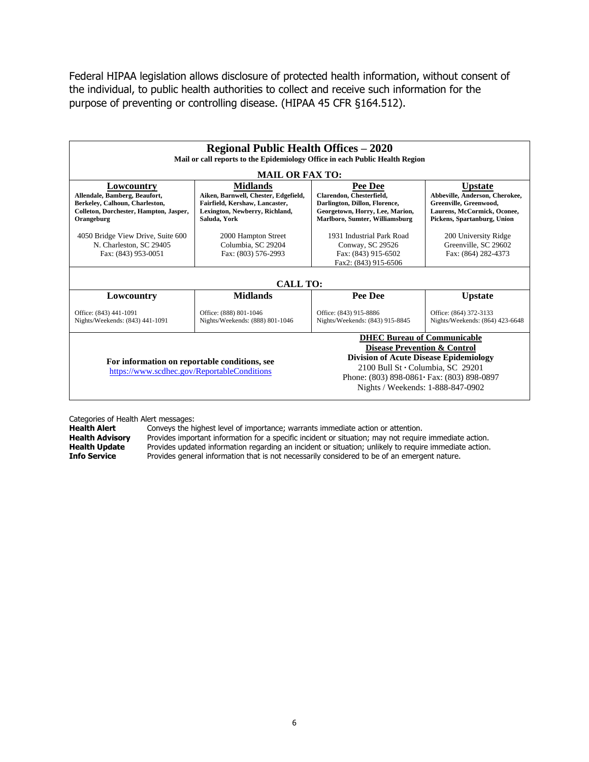Federal HIPAA legislation allows disclosure of protected health information, without consent of the individual, to public health authorities to collect and receive such information for the purpose of preventing or controlling disease. (HIPAA 45 CFR §164.512).

## Regional Public Health Offices – 2020

**Mail or call reports to the Epidemiology Office in each Public Health Region**

### MAIL OR FAX TO:

| Lowcountry | Midlands | Pee Dee | Upstate |
|---|---|---|---|
| **Allendale, Bamberg, Beaufort, Berkeley, Calhoun, Charleston, Colleton, Dorchester, Hampton, Jasper, Orangeburg** | **Aiken, Barnwell, Chester, Edgefield, Fairfield, Kershaw, Lancaster, Lexington, Newberry, Richland, Saluda, York** | **Clarendon, Chesterfield, Darlington, Dillon, Florence, Georgetown, Horry, Lee, Marion, Marlboro, Sumter, Williamsburg** | **Abbeville, Anderson, Cherokee, Greenville, Greenwood, Laurens, McCormick, Oconee, Pickens, Spartanburg, Union** |
| 4050 Bridge View Drive, Suite 600<br>N. Charleston, SC 29405<br>Fax: (843) 953-0051 | 2000 Hampton Street<br>Columbia, SC 29204<br>Fax: (803) 576-2993 | 1931 Industrial Park Road<br>Conway, SC 29526<br>Fax: (843) 915-6502<br>Fax2: (843) 915-6506 | 200 University Ridge<br>Greenville, SC 29602<br>Fax: (864) 282-4373 |

### CALL TO:

| Lowcountry | Midlands | Pee Dee | Upstate |
|---|---|---|---|
| Office: (843) 441-1091<br>Nights/Weekends: (843) 441-1091 | Office: (888) 801-1046<br>Nights/Weekends: (888) 801-1046 | Office: (843) 915-8886<br>Nights/Weekends: (843) 915-8845 | Office: (864) 372-3133<br>Nights/Weekends: (864) 423-6648 |

**For information on reportable conditions, see**
https://www.scdhec.gov/ReportableConditions

**DHEC Bureau of Communicable Disease Prevention & Control**
**Division of Acute Disease Epidemiology**
2100 Bull St · Columbia, SC 29201
Phone: (803) 898-0861· Fax: (803) 898-0897
Nights / Weekends: 1-888-847-0902

Categories of Health Alert messages:

**Health Alert** Conveys the highest level of importance; warrants immediate action or attention.
**Health Advisory** Provides important information for a specific incident or situation; may not require immediate action.
**Health Update** Provides updated information regarding an incident or situation; unlikely to require immediate action.
**Info Service** Provides general information that is not necessarily considered to be of an emergent nature.